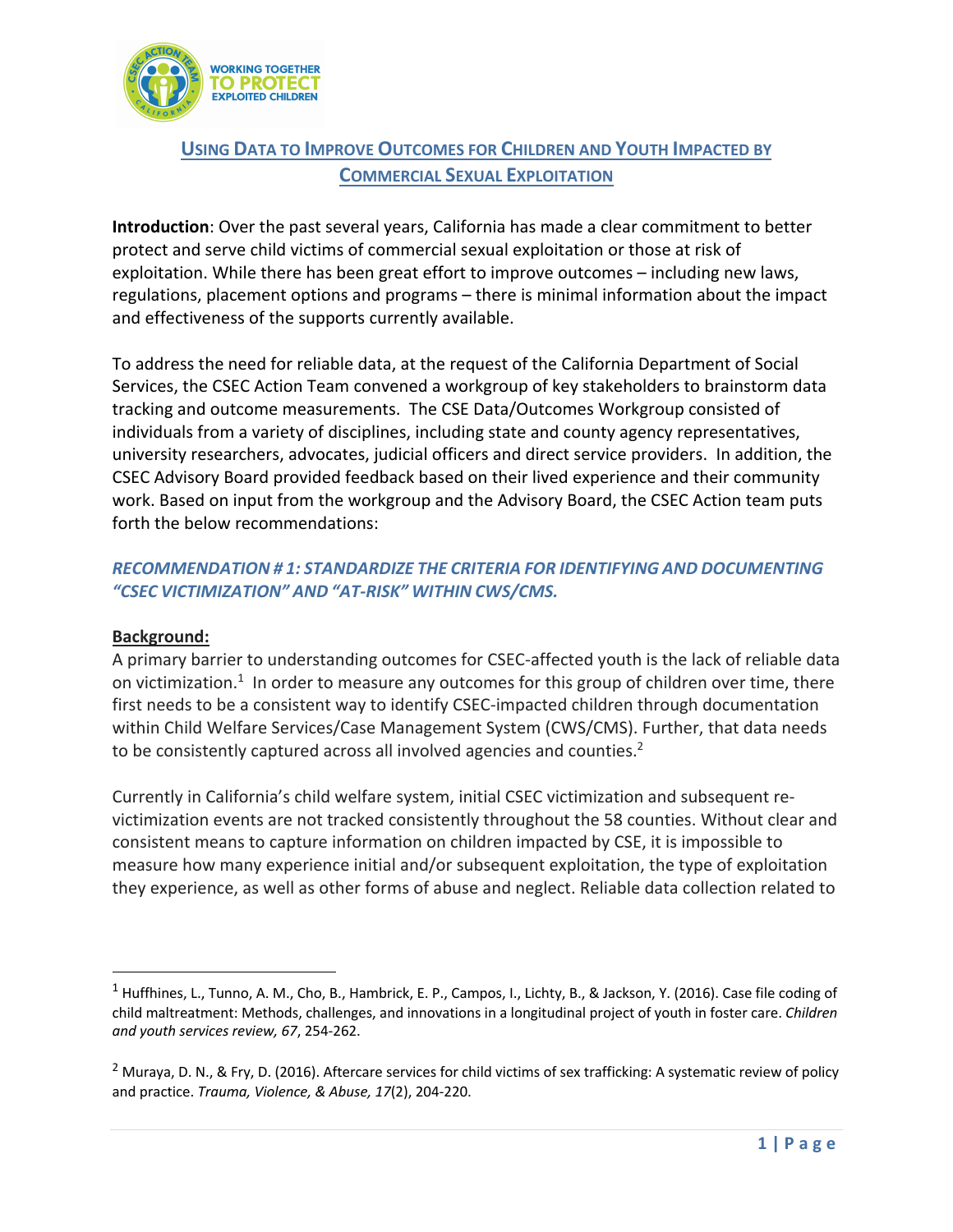WORKING TOGETHER TO PROTECT EXPLOITED CHILDREN

# USING DATA TO IMPROVE OUTCOMES FOR CHILDREN AND YOUTH IMPACTED BY COMMERCIAL SEXUAL EXPLOITATION

**Introduction**: Over the past several years, California has made a clear commitment to better protect and serve child victims of commercial sexual exploitation or those at risk of exploitation. While there has been great effort to improve outcomes – including new laws, regulations, placement options and programs – there is minimal information about the impact and effectiveness of the supports currently available.

To address the need for reliable data, at the request of the California Department of Social Services, the CSEC Action Team convened a workgroup of key stakeholders to brainstorm data tracking and outcome measurements. The CSE Data/Outcomes Workgroup consisted of individuals from a variety of disciplines, including state and county agency representatives, university researchers, advocates, judicial officers and direct service providers. In addition, the CSEC Advisory Board provided feedback based on their lived experience and their community work. Based on input from the workgroup and the Advisory Board, the CSEC Action team puts forth the below recommendations:

## *RECOMMENDATION # 1: STANDARDIZE THE CRITERIA FOR IDENTIFYING AND DOCUMENTING "CSEC VICTIMIZATION" AND "AT-RISK" WITHIN CWS/CMS.*

**Background:**

A primary barrier to understanding outcomes for CSEC-affected youth is the lack of reliable data on victimization.[1] In order to measure any outcomes for this group of children over time, there first needs to be a consistent way to identify CSEC-impacted children through documentation within Child Welfare Services/Case Management System (CWS/CMS). Further, that data needs to be consistently captured across all involved agencies and counties.[2]

Currently in California's child welfare system, initial CSEC victimization and subsequent re-victimization events are not tracked consistently throughout the 58 counties. Without clear and consistent means to capture information on children impacted by CSE, it is impossible to measure how many experience initial and/or subsequent exploitation, the type of exploitation they experience, as well as other forms of abuse and neglect. Reliable data collection related to

---

[1] Huffhines, L., Tunno, A. M., Cho, B., Hambrick, E. P., Campos, I., Lichty, B., & Jackson, Y. (2016). Case file coding of child maltreatment: Methods, challenges, and innovations in a longitudinal project of youth in foster care. *Children and youth services review, 67*, 254-262.

[2] Muraya, D. N., & Fry, D. (2016). Aftercare services for child victims of sex trafficking: A systematic review of policy and practice. *Trauma, Violence, & Abuse, 17*(2), 204-220.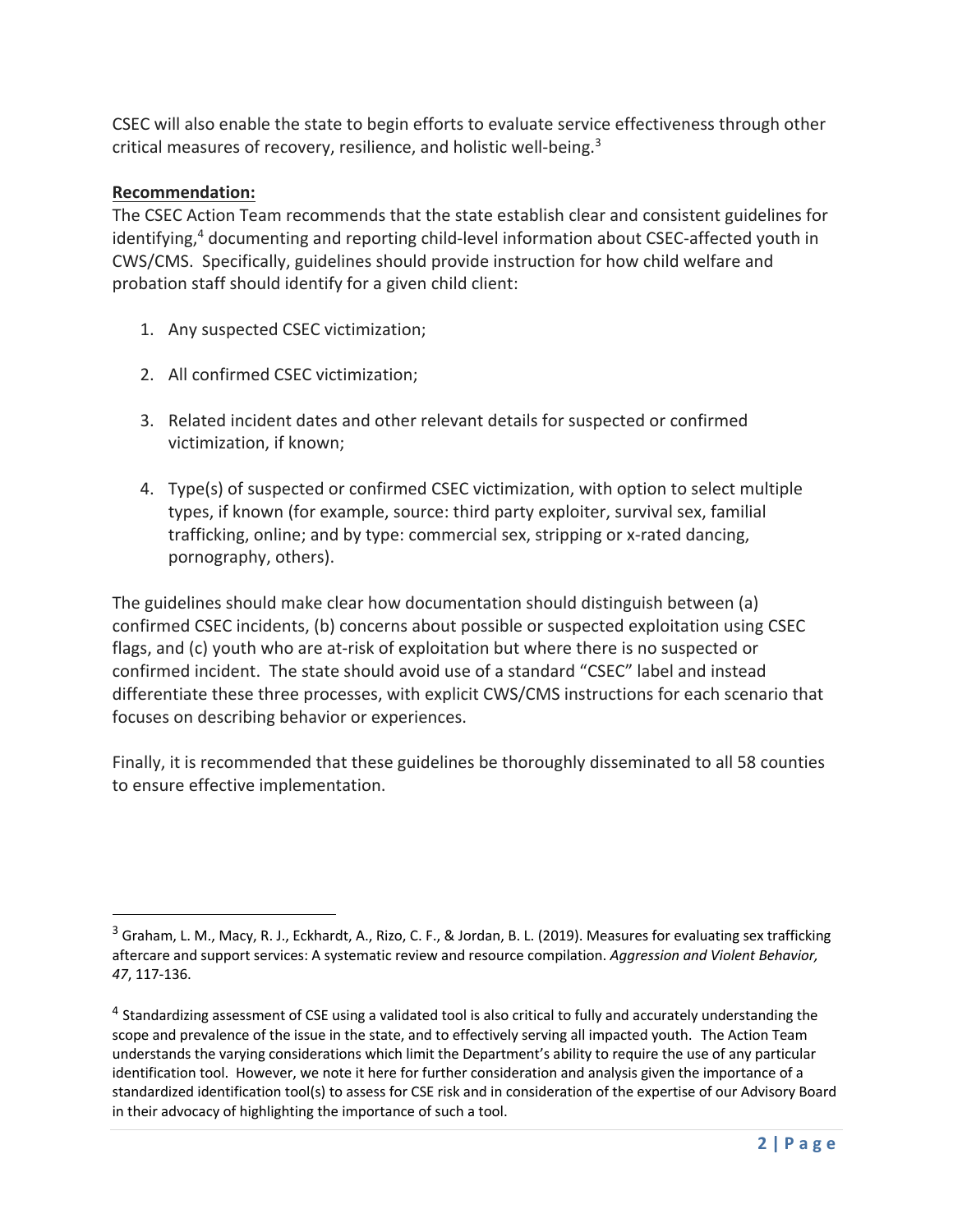CSEC will also enable the state to begin efforts to evaluate service effectiveness through other critical measures of recovery, resilience, and holistic well-being.[3]

**Recommendation:**

The CSEC Action Team recommends that the state establish clear and consistent guidelines for identifying,[4] documenting and reporting child-level information about CSEC-affected youth in CWS/CMS. Specifically, guidelines should provide instruction for how child welfare and probation staff should identify for a given child client:

1. Any suspected CSEC victimization;
2. All confirmed CSEC victimization;
3. Related incident dates and other relevant details for suspected or confirmed victimization, if known;
4. Type(s) of suspected or confirmed CSEC victimization, with option to select multiple types, if known (for example, source: third party exploiter, survival sex, familial trafficking, online; and by type: commercial sex, stripping or x-rated dancing, pornography, others).

The guidelines should make clear how documentation should distinguish between (a) confirmed CSEC incidents, (b) concerns about possible or suspected exploitation using CSEC flags, and (c) youth who are at-risk of exploitation but where there is no suspected or confirmed incident. The state should avoid use of a standard "CSEC" label and instead differentiate these three processes, with explicit CWS/CMS instructions for each scenario that focuses on describing behavior or experiences.

Finally, it is recommended that these guidelines be thoroughly disseminated to all 58 counties to ensure effective implementation.

---

[3] Graham, L. M., Macy, R. J., Eckhardt, A., Rizo, C. F., & Jordan, B. L. (2019). Measures for evaluating sex trafficking aftercare and support services: A systematic review and resource compilation. *Aggression and Violent Behavior, 47*, 117-136.

[4] Standardizing assessment of CSE using a validated tool is also critical to fully and accurately understanding the scope and prevalence of the issue in the state, and to effectively serving all impacted youth. The Action Team understands the varying considerations which limit the Department's ability to require the use of any particular identification tool. However, we note it here for further consideration and analysis given the importance of a standardized identification tool(s) to assess for CSE risk and in consideration of the expertise of our Advisory Board in their advocacy of highlighting the importance of such a tool.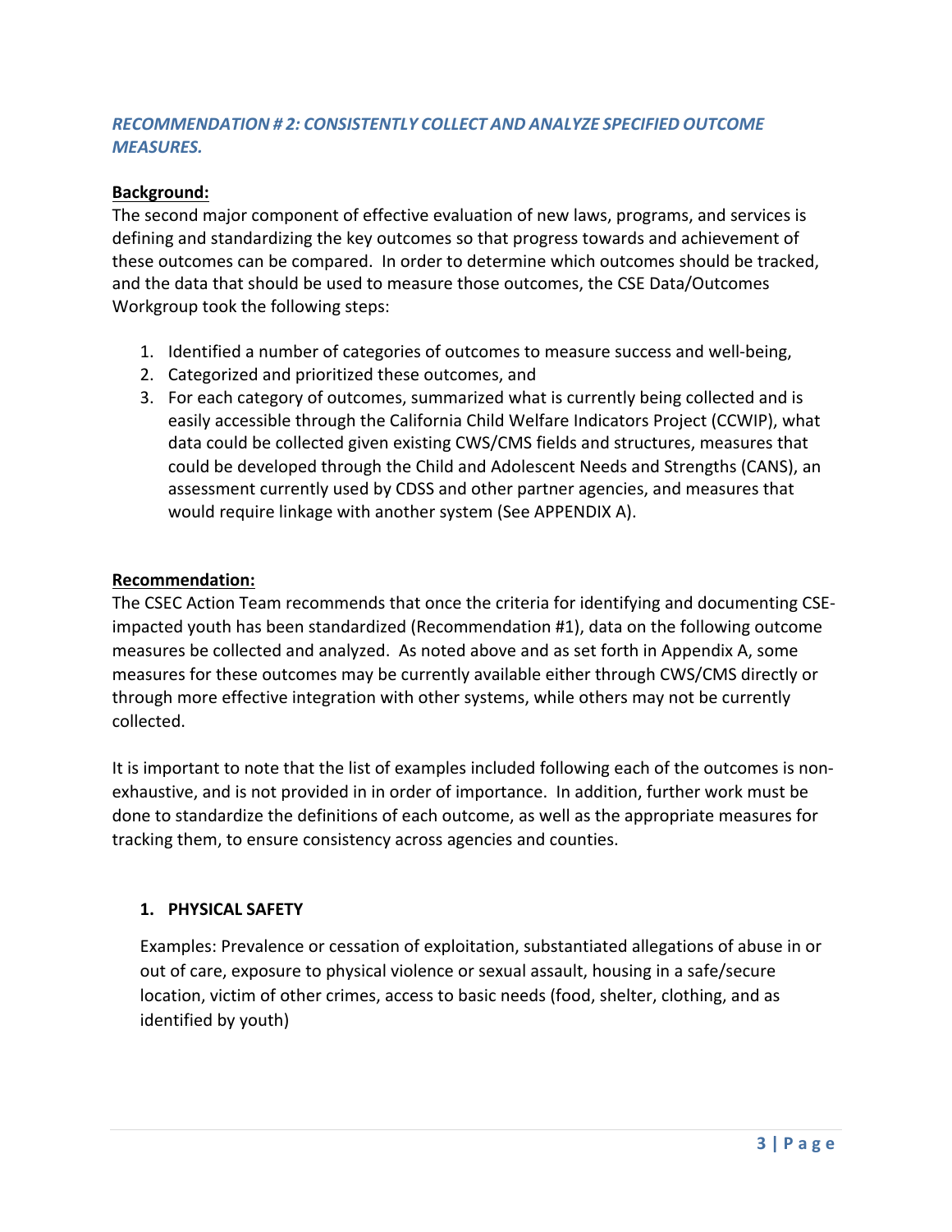### *RECOMMENDATION # 2: CONSISTENTLY COLLECT AND ANALYZE SPECIFIED OUTCOME MEASURES.*

**Background:**

The second major component of effective evaluation of new laws, programs, and services is defining and standardizing the key outcomes so that progress towards and achievement of these outcomes can be compared. In order to determine which outcomes should be tracked, and the data that should be used to measure those outcomes, the CSE Data/Outcomes Workgroup took the following steps:

1. Identified a number of categories of outcomes to measure success and well-being,
2. Categorized and prioritized these outcomes, and
3. For each category of outcomes, summarized what is currently being collected and is easily accessible through the California Child Welfare Indicators Project (CCWIP), what data could be collected given existing CWS/CMS fields and structures, measures that could be developed through the Child and Adolescent Needs and Strengths (CANS), an assessment currently used by CDSS and other partner agencies, and measures that would require linkage with another system (See APPENDIX A).

**Recommendation:**

The CSEC Action Team recommends that once the criteria for identifying and documenting CSE-impacted youth has been standardized (Recommendation #1), data on the following outcome measures be collected and analyzed. As noted above and as set forth in Appendix A, some measures for these outcomes may be currently available either through CWS/CMS directly or through more effective integration with other systems, while others may not be currently collected.

It is important to note that the list of examples included following each of the outcomes is non-exhaustive, and is not provided in in order of importance. In addition, further work must be done to standardize the definitions of each outcome, as well as the appropriate measures for tracking them, to ensure consistency across agencies and counties.

1. **PHYSICAL SAFETY**

   Examples: Prevalence or cessation of exploitation, substantiated allegations of abuse in or out of care, exposure to physical violence or sexual assault, housing in a safe/secure location, victim of other crimes, access to basic needs (food, shelter, clothing, and as identified by youth)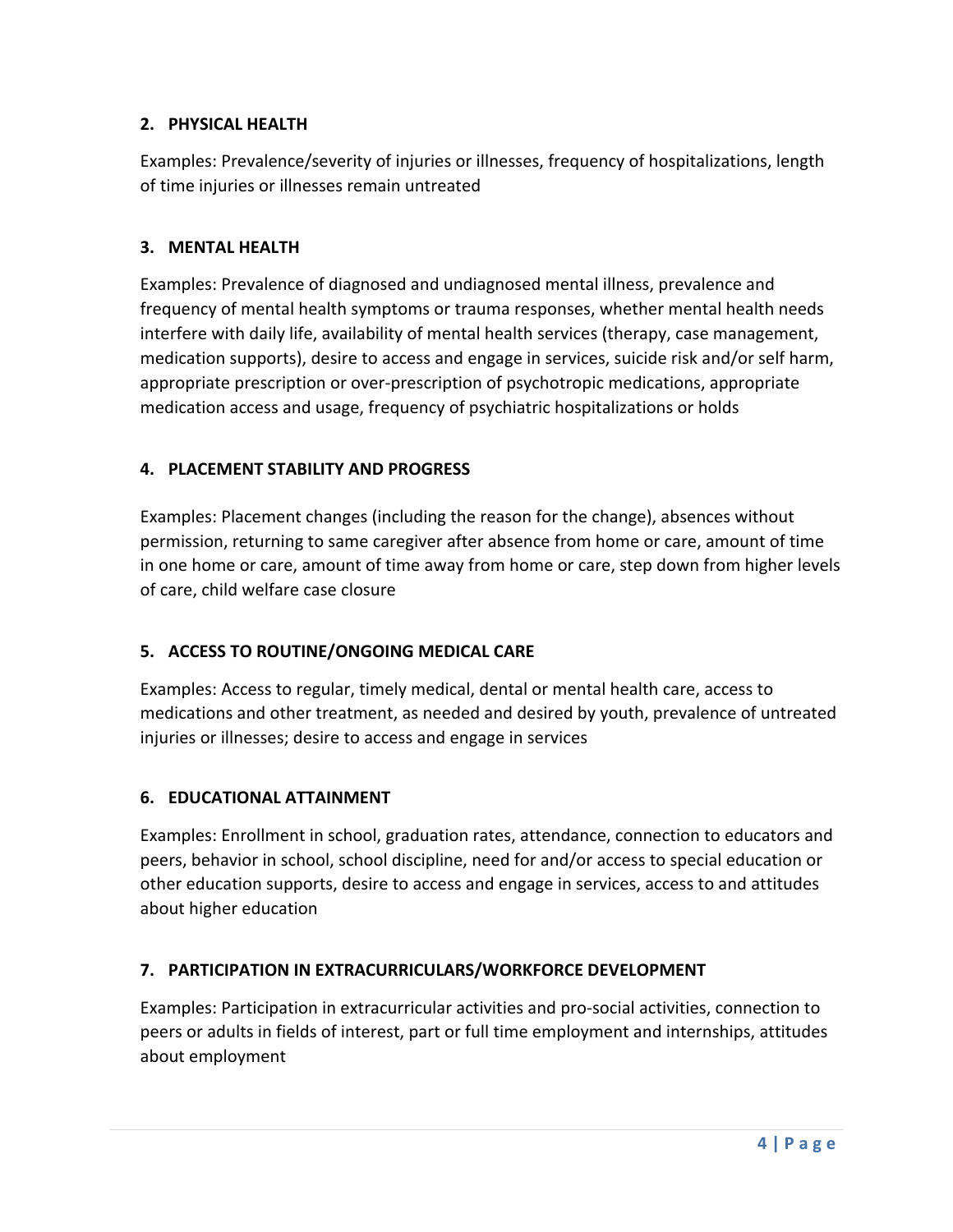**2. PHYSICAL HEALTH**

Examples: Prevalence/severity of injuries or illnesses, frequency of hospitalizations, length of time injuries or illnesses remain untreated

**3. MENTAL HEALTH**

Examples: Prevalence of diagnosed and undiagnosed mental illness, prevalence and frequency of mental health symptoms or trauma responses, whether mental health needs interfere with daily life, availability of mental health services (therapy, case management, medication supports), desire to access and engage in services, suicide risk and/or self harm, appropriate prescription or over-prescription of psychotropic medications, appropriate medication access and usage, frequency of psychiatric hospitalizations or holds

**4. PLACEMENT STABILITY AND PROGRESS**

Examples: Placement changes (including the reason for the change), absences without permission, returning to same caregiver after absence from home or care, amount of time in one home or care, amount of time away from home or care, step down from higher levels of care, child welfare case closure

**5. ACCESS TO ROUTINE/ONGOING MEDICAL CARE**

Examples: Access to regular, timely medical, dental or mental health care, access to medications and other treatment, as needed and desired by youth, prevalence of untreated injuries or illnesses; desire to access and engage in services

**6. EDUCATIONAL ATTAINMENT**

Examples: Enrollment in school, graduation rates, attendance, connection to educators and peers, behavior in school, school discipline, need for and/or access to special education or other education supports, desire to access and engage in services, access to and attitudes about higher education

**7. PARTICIPATION IN EXTRACURRICULARS/WORKFORCE DEVELOPMENT**

Examples: Participation in extracurricular activities and pro-social activities, connection to peers or adults in fields of interest, part or full time employment and internships, attitudes about employment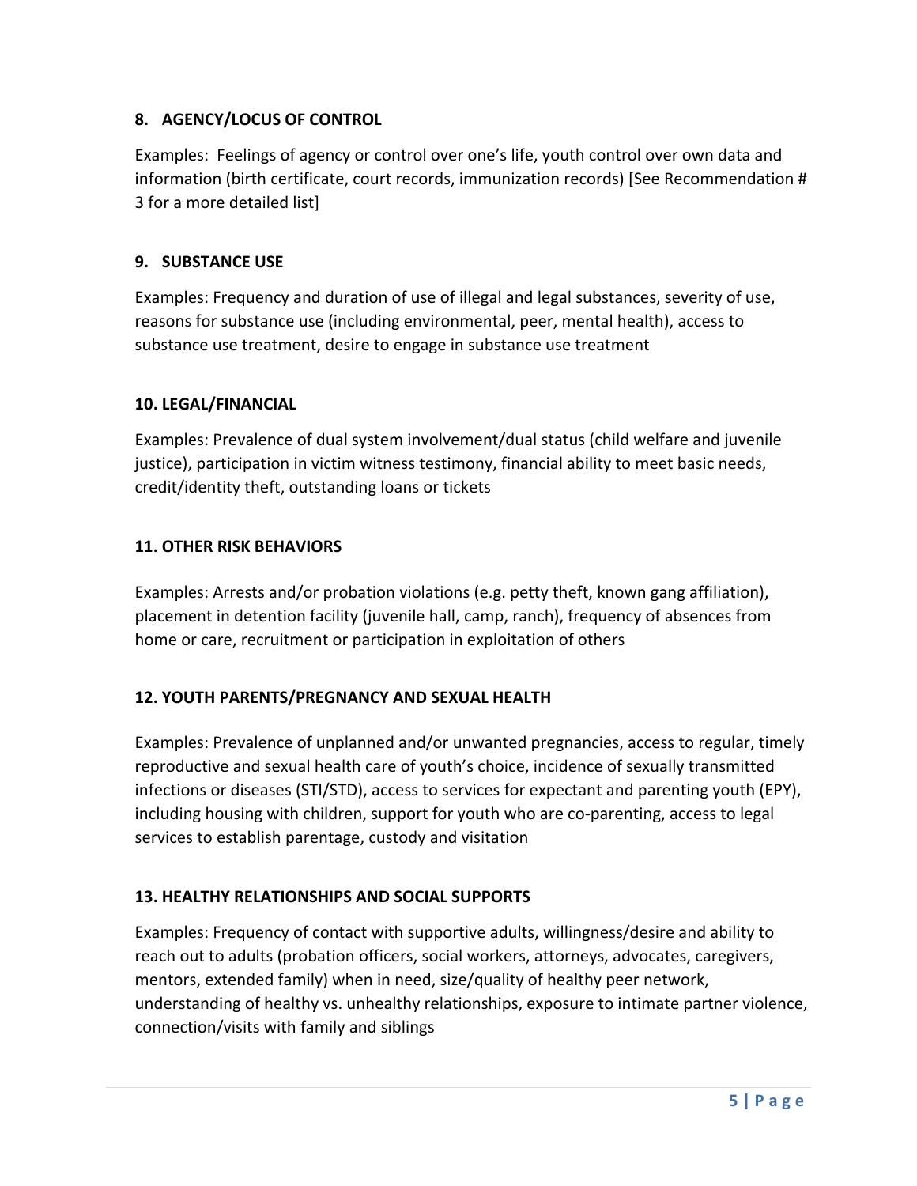### 8. AGENCY/LOCUS OF CONTROL

Examples: Feelings of agency or control over one's life, youth control over own data and information (birth certificate, court records, immunization records) [See Recommendation # 3 for a more detailed list]

### 9. SUBSTANCE USE

Examples: Frequency and duration of use of illegal and legal substances, severity of use, reasons for substance use (including environmental, peer, mental health), access to substance use treatment, desire to engage in substance use treatment

### 10. LEGAL/FINANCIAL

Examples: Prevalence of dual system involvement/dual status (child welfare and juvenile justice), participation in victim witness testimony, financial ability to meet basic needs, credit/identity theft, outstanding loans or tickets

### 11. OTHER RISK BEHAVIORS

Examples: Arrests and/or probation violations (e.g. petty theft, known gang affiliation), placement in detention facility (juvenile hall, camp, ranch), frequency of absences from home or care, recruitment or participation in exploitation of others

### 12. YOUTH PARENTS/PREGNANCY AND SEXUAL HEALTH

Examples: Prevalence of unplanned and/or unwanted pregnancies, access to regular, timely reproductive and sexual health care of youth's choice, incidence of sexually transmitted infections or diseases (STI/STD), access to services for expectant and parenting youth (EPY), including housing with children, support for youth who are co-parenting, access to legal services to establish parentage, custody and visitation

### 13. HEALTHY RELATIONSHIPS AND SOCIAL SUPPORTS

Examples: Frequency of contact with supportive adults, willingness/desire and ability to reach out to adults (probation officers, social workers, attorneys, advocates, caregivers, mentors, extended family) when in need, size/quality of healthy peer network, understanding of healthy vs. unhealthy relationships, exposure to intimate partner violence, connection/visits with family and siblings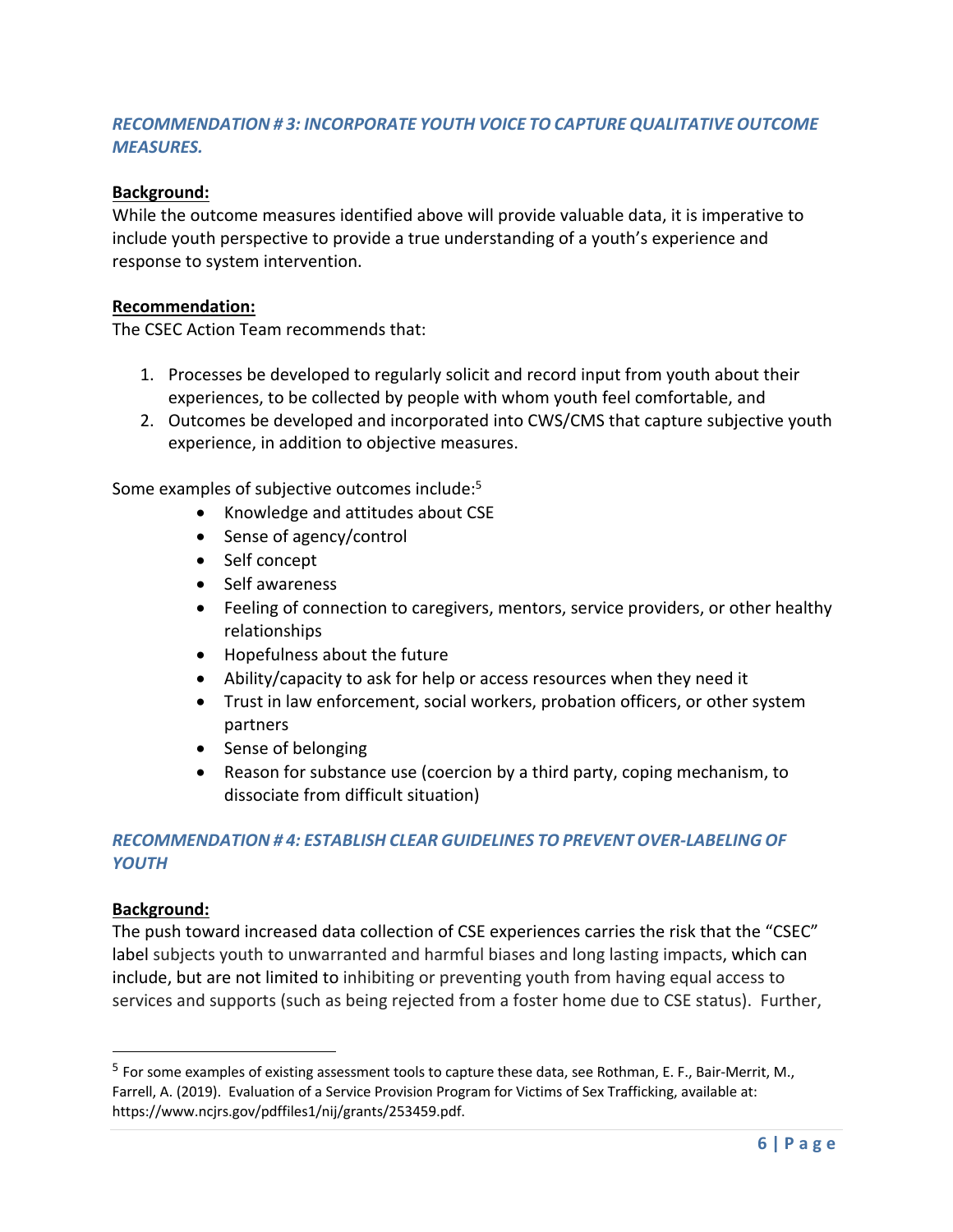### *RECOMMENDATION # 3: INCORPORATE YOUTH VOICE TO CAPTURE QUALITATIVE OUTCOME MEASURES.*

**Background:**

While the outcome measures identified above will provide valuable data, it is imperative to include youth perspective to provide a true understanding of a youth's experience and response to system intervention.

**Recommendation:**

The CSEC Action Team recommends that:

1. Processes be developed to regularly solicit and record input from youth about their experiences, to be collected by people with whom youth feel comfortable, and
2. Outcomes be developed and incorporated into CWS/CMS that capture subjective youth experience, in addition to objective measures.

Some examples of subjective outcomes include:[5]

- Knowledge and attitudes about CSE
- Sense of agency/control
- Self concept
- Self awareness
- Feeling of connection to caregivers, mentors, service providers, or other healthy relationships
- Hopefulness about the future
- Ability/capacity to ask for help or access resources when they need it
- Trust in law enforcement, social workers, probation officers, or other system partners
- Sense of belonging
- Reason for substance use (coercion by a third party, coping mechanism, to dissociate from difficult situation)

### *RECOMMENDATION # 4: ESTABLISH CLEAR GUIDELINES TO PREVENT OVER-LABELING OF YOUTH*

**Background:**

The push toward increased data collection of CSE experiences carries the risk that the "CSEC" label subjects youth to unwarranted and harmful biases and long lasting impacts, which can include, but are not limited to inhibiting or preventing youth from having equal access to services and supports (such as being rejected from a foster home due to CSE status). Further,

---

[5] For some examples of existing assessment tools to capture these data, see Rothman, E. F., Bair-Merrit, M., Farrell, A. (2019). Evaluation of a Service Provision Program for Victims of Sex Trafficking, available at: https://www.ncjrs.gov/pdffiles1/nij/grants/253459.pdf.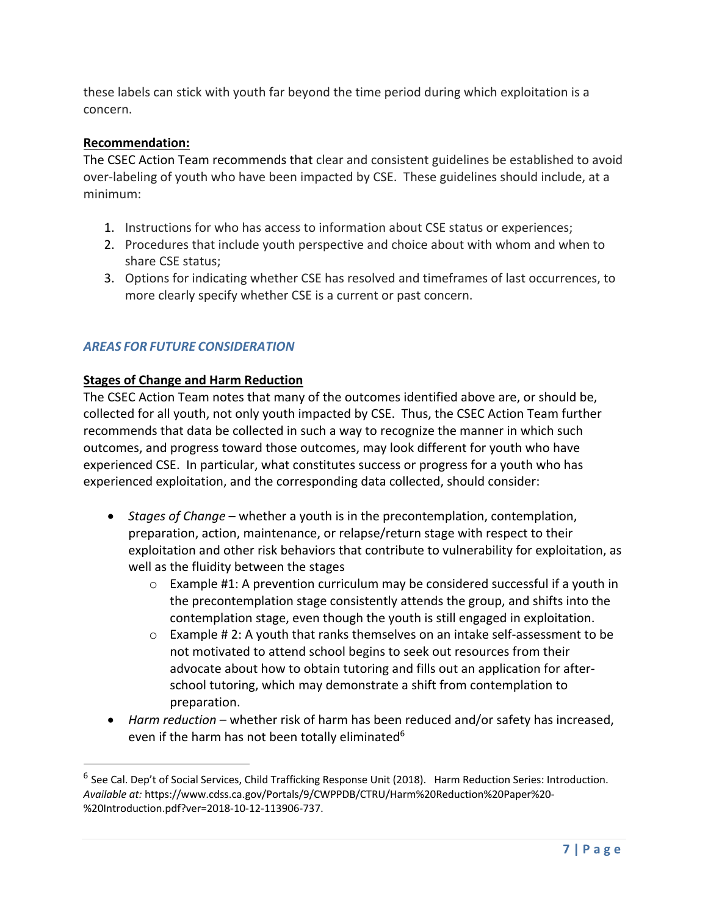these labels can stick with youth far beyond the time period during which exploitation is a concern.

**Recommendation:**

The CSEC Action Team recommends that clear and consistent guidelines be established to avoid over-labeling of youth who have been impacted by CSE. These guidelines should include, at a minimum:

1. Instructions for who has access to information about CSE status or experiences;
2. Procedures that include youth perspective and choice about with whom and when to share CSE status;
3. Options for indicating whether CSE has resolved and timeframes of last occurrences, to more clearly specify whether CSE is a current or past concern.

### *AREAS FOR FUTURE CONSIDERATION*

**Stages of Change and Harm Reduction**

The CSEC Action Team notes that many of the outcomes identified above are, or should be, collected for all youth, not only youth impacted by CSE. Thus, the CSEC Action Team further recommends that data be collected in such a way to recognize the manner in which such outcomes, and progress toward those outcomes, may look different for youth who have experienced CSE. In particular, what constitutes success or progress for a youth who has experienced exploitation, and the corresponding data collected, should consider:

- *Stages of Change* – whether a youth is in the precontemplation, contemplation, preparation, action, maintenance, or relapse/return stage with respect to their exploitation and other risk behaviors that contribute to vulnerability for exploitation, as well as the fluidity between the stages
  - Example #1: A prevention curriculum may be considered successful if a youth in the precontemplation stage consistently attends the group, and shifts into the contemplation stage, even though the youth is still engaged in exploitation.
  - Example # 2: A youth that ranks themselves on an intake self-assessment to be not motivated to attend school begins to seek out resources from their advocate about how to obtain tutoring and fills out an application for after-school tutoring, which may demonstrate a shift from contemplation to preparation.
- *Harm reduction* – whether risk of harm has been reduced and/or safety has increased, even if the harm has not been totally eliminated[6]

[6] See Cal. Dep't of Social Services, Child Trafficking Response Unit (2018). Harm Reduction Series: Introduction. *Available at:* https://www.cdss.ca.gov/Portals/9/CWPPDB/CTRU/Harm%20Reduction%20Paper%20-%20Introduction.pdf?ver=2018-10-12-113906-737.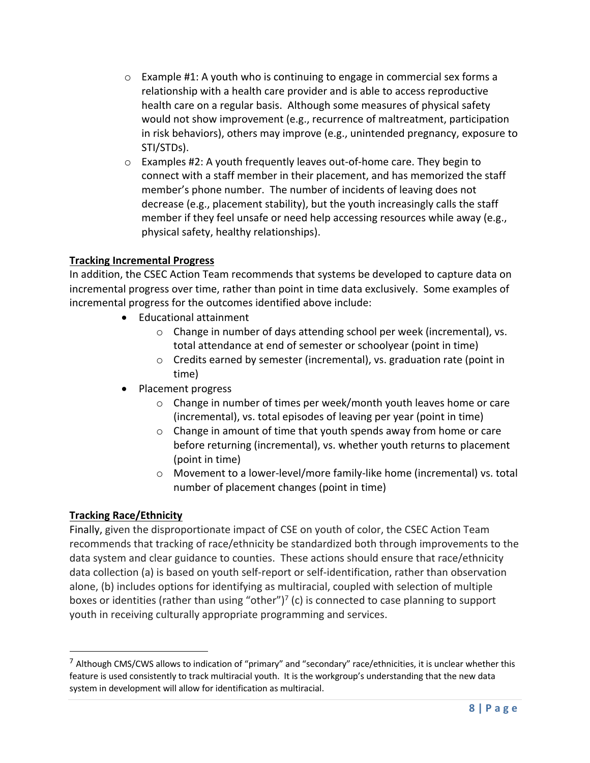- Example #1: A youth who is continuing to engage in commercial sex forms a relationship with a health care provider and is able to access reproductive health care on a regular basis. Although some measures of physical safety would not show improvement (e.g., recurrence of maltreatment, participation in risk behaviors), others may improve (e.g., unintended pregnancy, exposure to STI/STDs).
- Examples #2: A youth frequently leaves out-of-home care. They begin to connect with a staff member in their placement, and has memorized the staff member's phone number. The number of incidents of leaving does not decrease (e.g., placement stability), but the youth increasingly calls the staff member if they feel unsafe or need help accessing resources while away (e.g., physical safety, healthy relationships).

**Tracking Incremental Progress**

In addition, the CSEC Action Team recommends that systems be developed to capture data on incremental progress over time, rather than point in time data exclusively. Some examples of incremental progress for the outcomes identified above include:

- Educational attainment
  - Change in number of days attending school per week (incremental), vs. total attendance at end of semester or schoolyear (point in time)
  - Credits earned by semester (incremental), vs. graduation rate (point in time)
- Placement progress
  - Change in number of times per week/month youth leaves home or care (incremental), vs. total episodes of leaving per year (point in time)
  - Change in amount of time that youth spends away from home or care before returning (incremental), vs. whether youth returns to placement (point in time)
  - Movement to a lower-level/more family-like home (incremental) vs. total number of placement changes (point in time)

**Tracking Race/Ethnicity**

Finally, given the disproportionate impact of CSE on youth of color, the CSEC Action Team recommends that tracking of race/ethnicity be standardized both through improvements to the data system and clear guidance to counties. These actions should ensure that race/ethnicity data collection (a) is based on youth self-report or self-identification, rather than observation alone, (b) includes options for identifying as multiracial, coupled with selection of multiple boxes or identities (rather than using "other")[7] (c) is connected to case planning to support youth in receiving culturally appropriate programming and services.

[7] Although CMS/CWS allows to indication of "primary" and "secondary" race/ethnicities, it is unclear whether this feature is used consistently to track multiracial youth. It is the workgroup's understanding that the new data system in development will allow for identification as multiracial.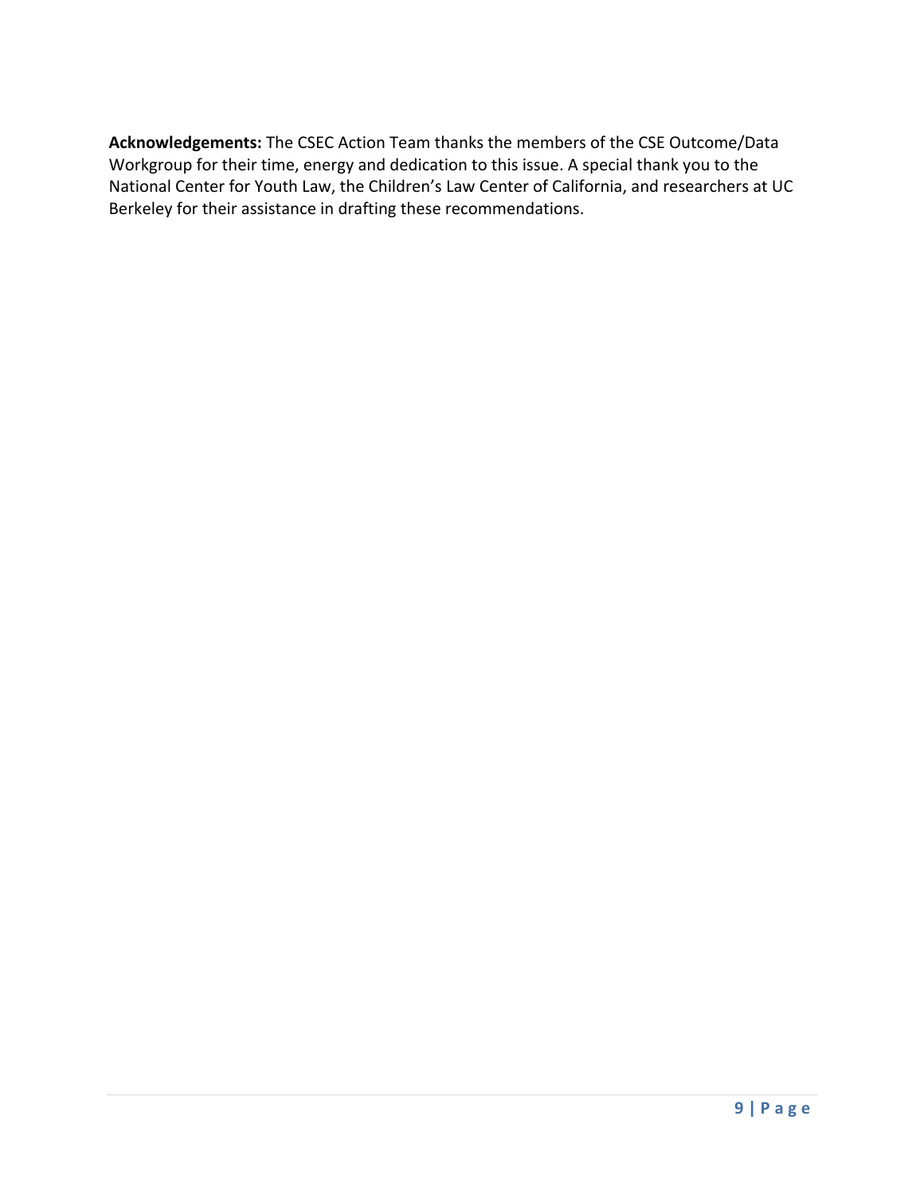**Acknowledgements:** The CSEC Action Team thanks the members of the CSE Outcome/Data Workgroup for their time, energy and dedication to this issue. A special thank you to the National Center for Youth Law, the Children's Law Center of California, and researchers at UC Berkeley for their assistance in drafting these recommendations.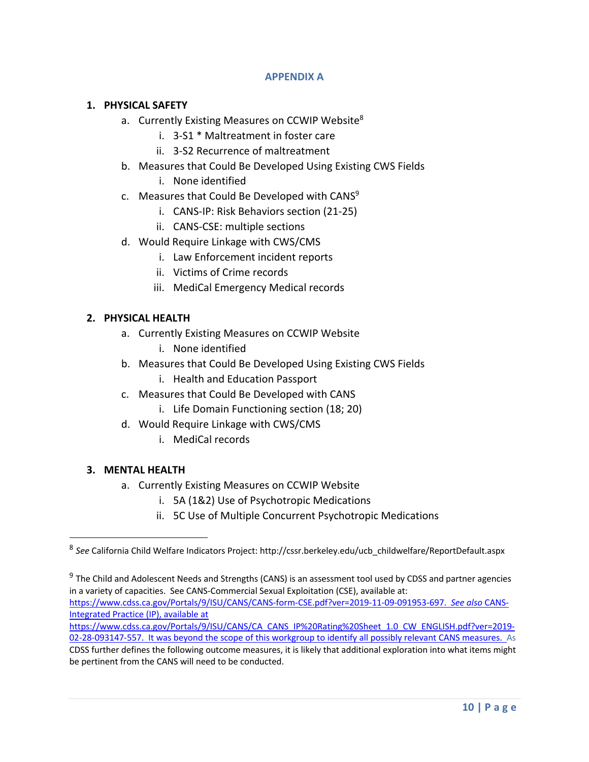## APPENDIX A

1. **PHYSICAL SAFETY**
    a. Currently Existing Measures on CCWIP Website[8]
        i. 3-S1 * Maltreatment in foster care
        ii. 3-S2 Recurrence of maltreatment
    b. Measures that Could Be Developed Using Existing CWS Fields
        i. None identified
    c. Measures that Could Be Developed with CANS[9]
        i. CANS-IP: Risk Behaviors section (21-25)
        ii. CANS-CSE: multiple sections
    d. Would Require Linkage with CWS/CMS
        i. Law Enforcement incident reports
        ii. Victims of Crime records
        iii. MediCal Emergency Medical records

2. **PHYSICAL HEALTH**
    a. Currently Existing Measures on CCWIP Website
        i. None identified
    b. Measures that Could Be Developed Using Existing CWS Fields
        i. Health and Education Passport
    c. Measures that Could Be Developed with CANS
        i. Life Domain Functioning section (18; 20)
    d. Would Require Linkage with CWS/CMS
        i. MediCal records

3. **MENTAL HEALTH**
    a. Currently Existing Measures on CCWIP Website
        i. 5A (1&2) Use of Psychotropic Medications
        ii. 5C Use of Multiple Concurrent Psychotropic Medications

---

[8] *See* California Child Welfare Indicators Project: http://cssr.berkeley.edu/ucb_childwelfare/ReportDefault.aspx

[9] The Child and Adolescent Needs and Strengths (CANS) is an assessment tool used by CDSS and partner agencies in a variety of capacities. See CANS-Commercial Sexual Exploitation (CSE), available at: https://www.cdss.ca.gov/Portals/9/ISU/CANS/CANS-form-CSE.pdf?ver=2019-11-09-091953-697. *See also* CANS-Integrated Practice (IP), available at https://www.cdss.ca.gov/Portals/9/ISU/CANS/CA_CANS_IP%20Rating%20Sheet_1.0_CW_ENGLISH.pdf?ver=2019-02-28-093147-557. It was beyond the scope of this workgroup to identify all possibly relevant CANS measures. As CDSS further defines the following outcome measures, it is likely that additional exploration into what items might be pertinent from the CANS will need to be conducted.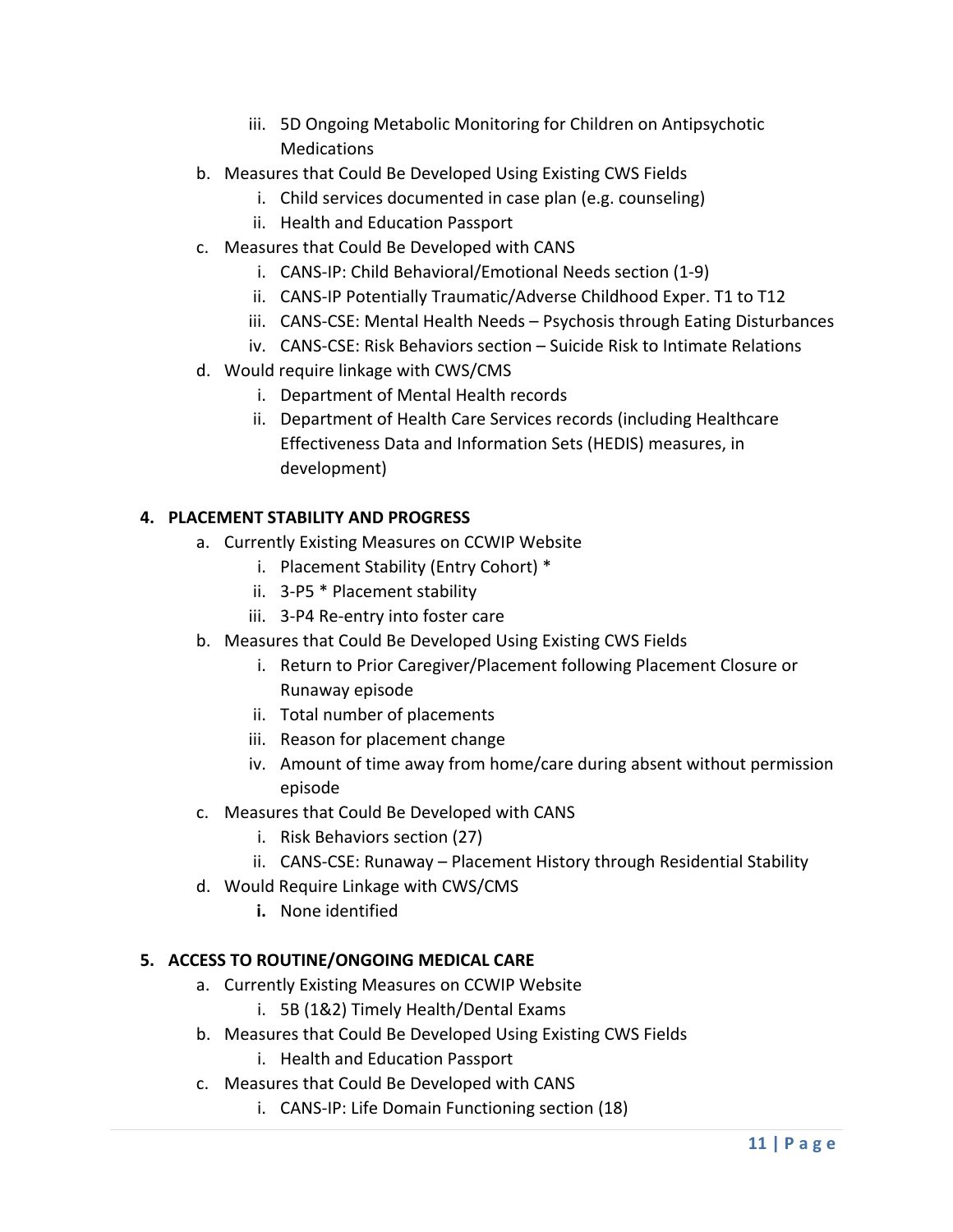iii. 5D Ongoing Metabolic Monitoring for Children on Antipsychotic Medications

   b. Measures that Could Be Developed Using Existing CWS Fields
      i. Child services documented in case plan (e.g. counseling)
      ii. Health and Education Passport
   c. Measures that Could Be Developed with CANS
      i. CANS-IP: Child Behavioral/Emotional Needs section (1-9)
      ii. CANS-IP Potentially Traumatic/Adverse Childhood Exper. T1 to T12
      iii. CANS-CSE: Mental Health Needs – Psychosis through Eating Disturbances
      iv. CANS-CSE: Risk Behaviors section – Suicide Risk to Intimate Relations
   d. Would require linkage with CWS/CMS
      i. Department of Mental Health records
      ii. Department of Health Care Services records (including Healthcare Effectiveness Data and Information Sets (HEDIS) measures, in development)

**4. PLACEMENT STABILITY AND PROGRESS**

   a. Currently Existing Measures on CCWIP Website
      i. Placement Stability (Entry Cohort) *
      ii. 3-P5 * Placement stability
      iii. 3-P4 Re-entry into foster care
   b. Measures that Could Be Developed Using Existing CWS Fields
      i. Return to Prior Caregiver/Placement following Placement Closure or Runaway episode
      ii. Total number of placements
      iii. Reason for placement change
      iv. Amount of time away from home/care during absent without permission episode
   c. Measures that Could Be Developed with CANS
      i. Risk Behaviors section (27)
      ii. CANS-CSE: Runaway – Placement History through Residential Stability
   d. Would Require Linkage with CWS/CMS
      **i.** None identified

**5. ACCESS TO ROUTINE/ONGOING MEDICAL CARE**

   a. Currently Existing Measures on CCWIP Website
      i. 5B (1&2) Timely Health/Dental Exams
   b. Measures that Could Be Developed Using Existing CWS Fields
      i. Health and Education Passport
   c. Measures that Could Be Developed with CANS
      i. CANS-IP: Life Domain Functioning section (18)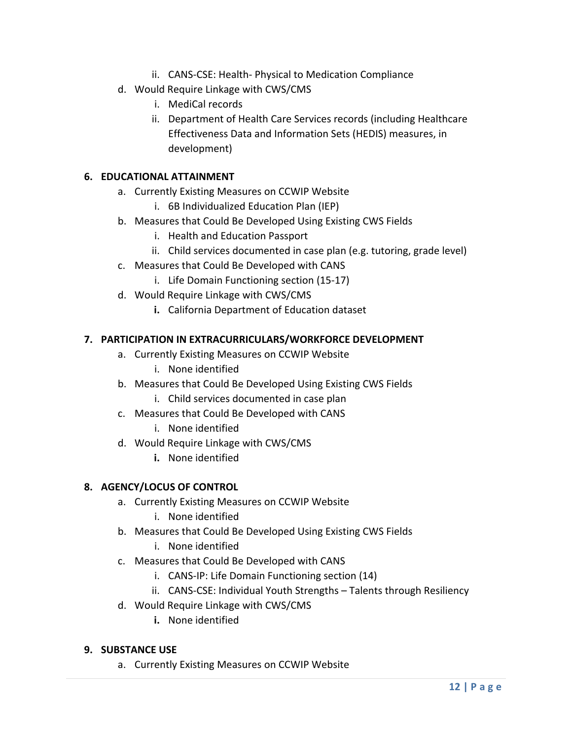ii. CANS-CSE: Health- Physical to Medication Compliance

   d. Would Require Linkage with CWS/CMS
      i. MediCal records
      ii. Department of Health Care Services records (including Healthcare Effectiveness Data and Information Sets (HEDIS) measures, in development)

**6. EDUCATIONAL ATTAINMENT**

   a. Currently Existing Measures on CCWIP Website
      i. 6B Individualized Education Plan (IEP)
   b. Measures that Could Be Developed Using Existing CWS Fields
      i. Health and Education Passport
      ii. Child services documented in case plan (e.g. tutoring, grade level)
   c. Measures that Could Be Developed with CANS
      i. Life Domain Functioning section (15-17)
   d. Would Require Linkage with CWS/CMS
      **i.** California Department of Education dataset

**7. PARTICIPATION IN EXTRACURRICULARS/WORKFORCE DEVELOPMENT**

   a. Currently Existing Measures on CCWIP Website
      i. None identified
   b. Measures that Could Be Developed Using Existing CWS Fields
      i. Child services documented in case plan
   c. Measures that Could Be Developed with CANS
      i. None identified
   d. Would Require Linkage with CWS/CMS
      **i.** None identified

**8. AGENCY/LOCUS OF CONTROL**

   a. Currently Existing Measures on CCWIP Website
      i. None identified
   b. Measures that Could Be Developed Using Existing CWS Fields
      i. None identified
   c. Measures that Could Be Developed with CANS
      i. CANS-IP: Life Domain Functioning section (14)
      ii. CANS-CSE: Individual Youth Strengths – Talents through Resiliency
   d. Would Require Linkage with CWS/CMS
      **i.** None identified

**9. SUBSTANCE USE**

   a. Currently Existing Measures on CCWIP Website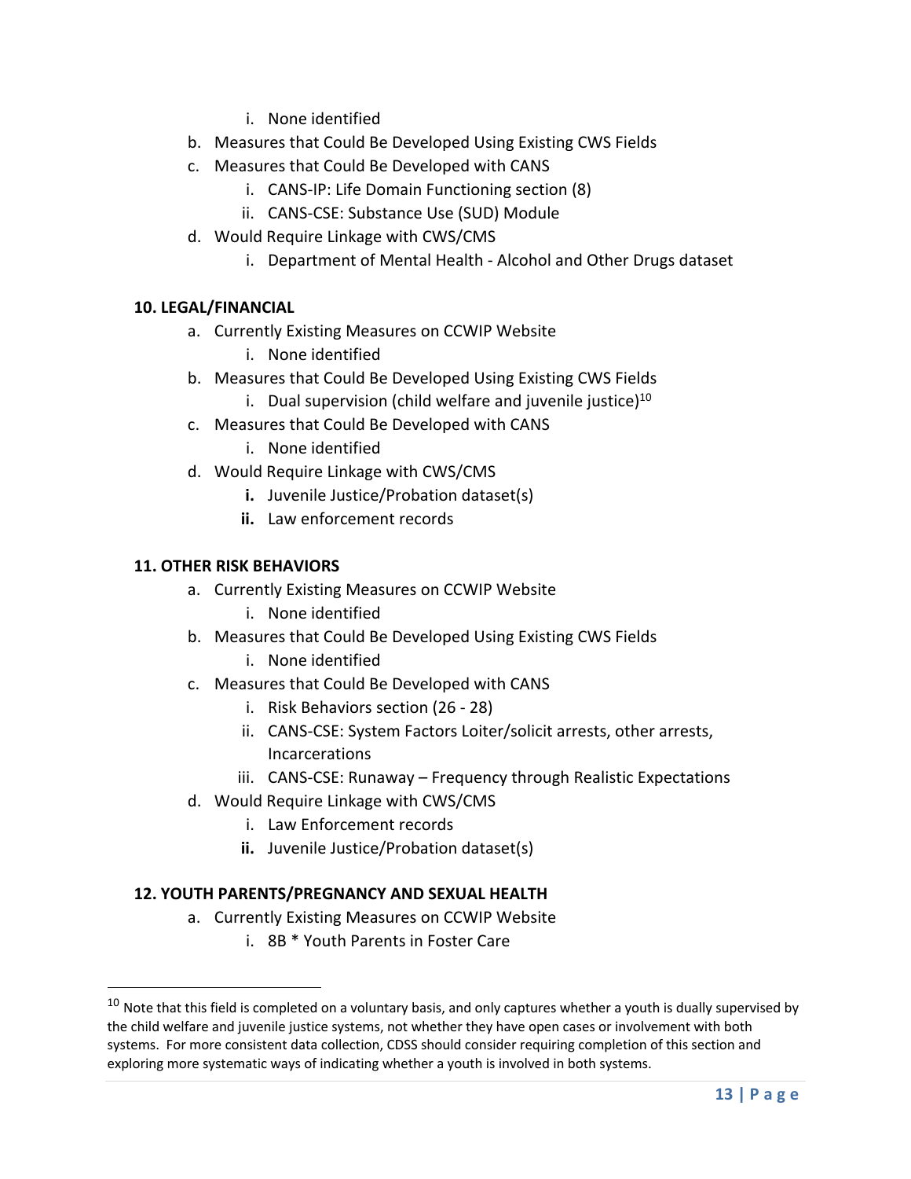i. None identified

b. Measures that Could Be Developed Using Existing CWS Fields

c. Measures that Could Be Developed with CANS
   i. CANS-IP: Life Domain Functioning section (8)
   ii. CANS-CSE: Substance Use (SUD) Module

d. Would Require Linkage with CWS/CMS
   i. Department of Mental Health - Alcohol and Other Drugs dataset

**10. LEGAL/FINANCIAL**

a. Currently Existing Measures on CCWIP Website
   i. None identified

b. Measures that Could Be Developed Using Existing CWS Fields
   i. Dual supervision (child welfare and juvenile justice)[10]

c. Measures that Could Be Developed with CANS
   i. None identified

d. Would Require Linkage with CWS/CMS
   **i.** Juvenile Justice/Probation dataset(s)
   **ii.** Law enforcement records

**11. OTHER RISK BEHAVIORS**

a. Currently Existing Measures on CCWIP Website
   i. None identified

b. Measures that Could Be Developed Using Existing CWS Fields
   i. None identified

c. Measures that Could Be Developed with CANS
   i. Risk Behaviors section (26 - 28)
   ii. CANS-CSE: System Factors Loiter/solicit arrests, other arrests, Incarcerations
   iii. CANS-CSE: Runaway – Frequency through Realistic Expectations

d. Would Require Linkage with CWS/CMS
   i. Law Enforcement records
   **ii.** Juvenile Justice/Probation dataset(s)

**12. YOUTH PARENTS/PREGNANCY AND SEXUAL HEALTH**

a. Currently Existing Measures on CCWIP Website
   i. 8B * Youth Parents in Foster Care

---

[10] Note that this field is completed on a voluntary basis, and only captures whether a youth is dually supervised by the child welfare and juvenile justice systems, not whether they have open cases or involvement with both systems. For more consistent data collection, CDSS should consider requiring completion of this section and exploring more systematic ways of indicating whether a youth is involved in both systems.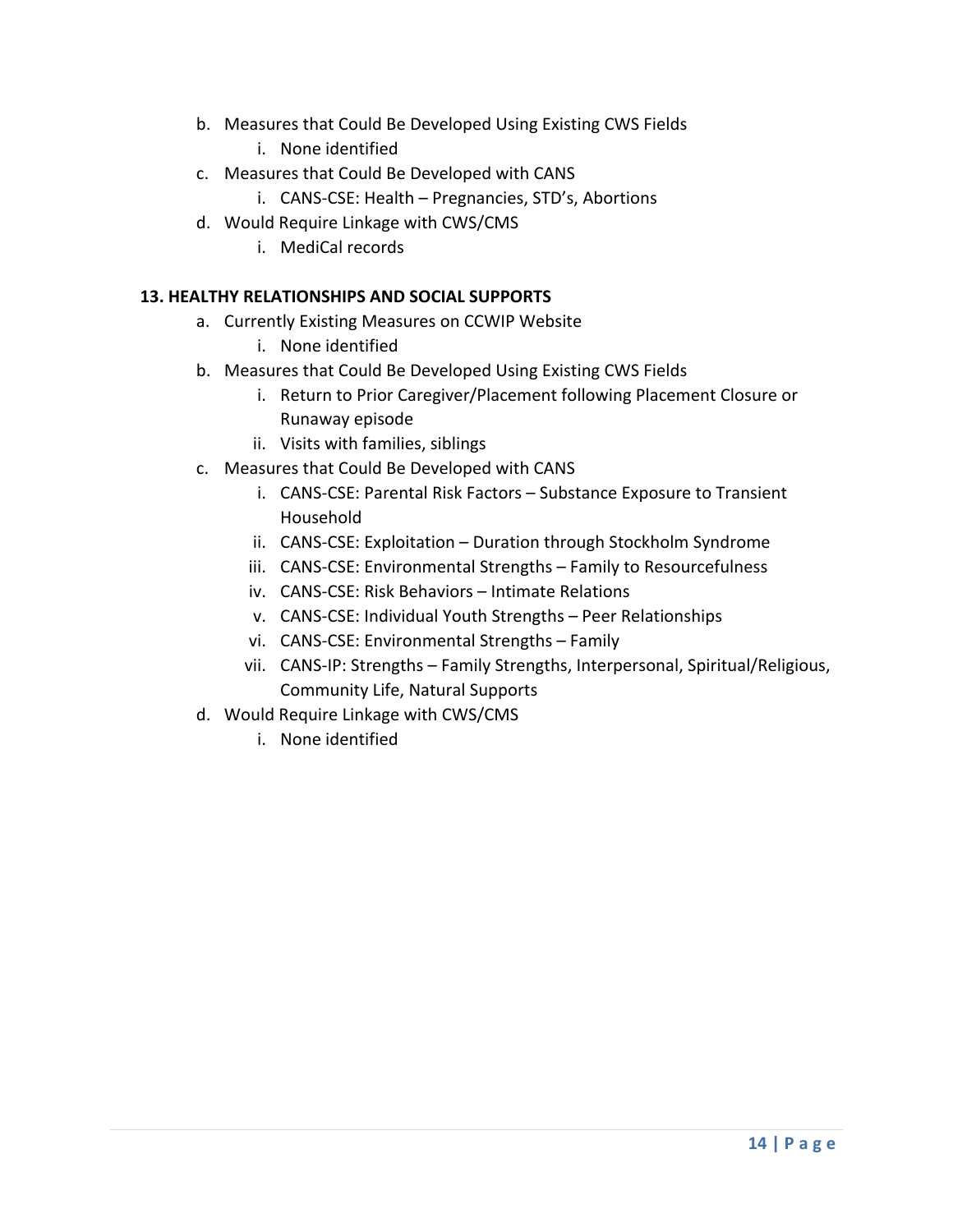b. Measures that Could Be Developed Using Existing CWS Fields
   i. None identified
c. Measures that Could Be Developed with CANS
   i. CANS-CSE: Health – Pregnancies, STD's, Abortions
d. Would Require Linkage with CWS/CMS
   i. MediCal records

**13. HEALTHY RELATIONSHIPS AND SOCIAL SUPPORTS**

a. Currently Existing Measures on CCWIP Website
   i. None identified
b. Measures that Could Be Developed Using Existing CWS Fields
   i. Return to Prior Caregiver/Placement following Placement Closure or Runaway episode
   ii. Visits with families, siblings
c. Measures that Could Be Developed with CANS
   i. CANS-CSE: Parental Risk Factors – Substance Exposure to Transient Household
   ii. CANS-CSE: Exploitation – Duration through Stockholm Syndrome
   iii. CANS-CSE: Environmental Strengths – Family to Resourcefulness
   iv. CANS-CSE: Risk Behaviors – Intimate Relations
   v. CANS-CSE: Individual Youth Strengths – Peer Relationships
   vi. CANS-CSE: Environmental Strengths – Family
   vii. CANS-IP: Strengths – Family Strengths, Interpersonal, Spiritual/Religious, Community Life, Natural Supports
d. Would Require Linkage with CWS/CMS
   i. None identified